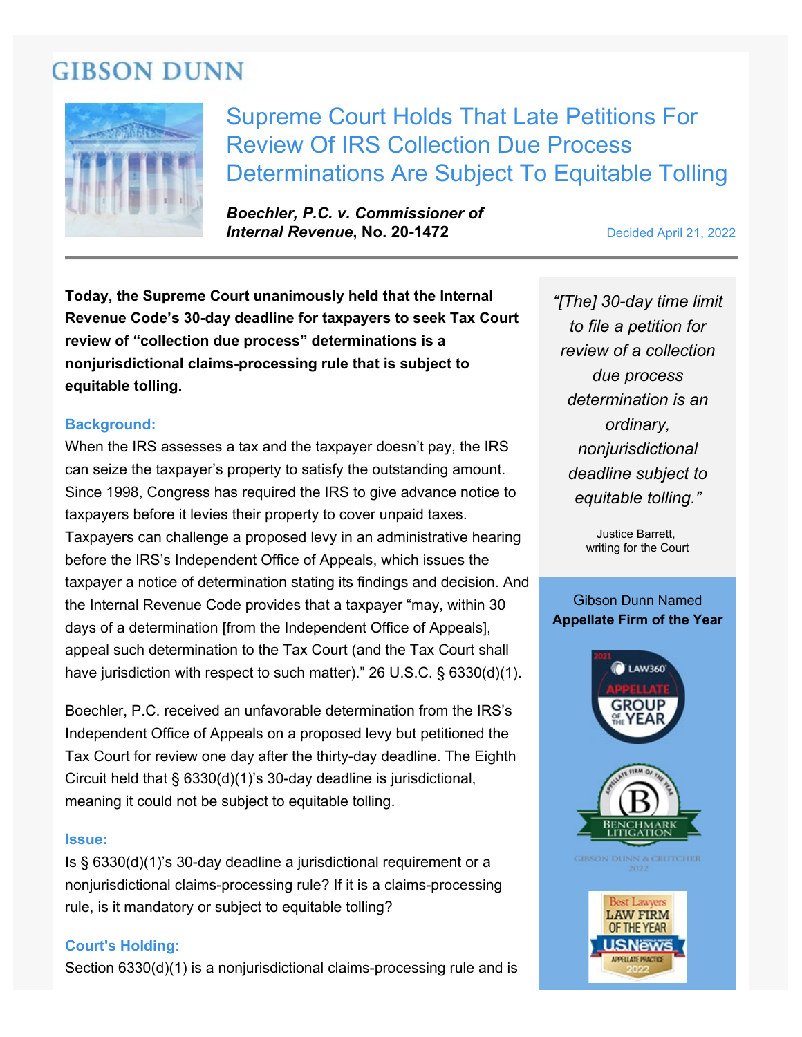# GIBSON DUNN

## Supreme Court Holds That Late Petitions For Review Of IRS Collection Due Process Determinations Are Subject To Equitable Tolling

***Boechler, P.C. v. Commissioner of Internal Revenue*, No. 20-1472**

Decided April 21, 2022

**Today, the Supreme Court unanimously held that the Internal Revenue Code's 30-day deadline for taxpayers to seek Tax Court review of "collection due process" determinations is a nonjurisdictional claims-processing rule that is subject to equitable tolling.**

*"[The] 30-day time limit to file a petition for review of a collection due process determination is an ordinary, nonjurisdictional deadline subject to equitable tolling."*

Justice Barrett, writing for the Court

### Background:

When the IRS assesses a tax and the taxpayer doesn't pay, the IRS can seize the taxpayer's property to satisfy the outstanding amount. Since 1998, Congress has required the IRS to give advance notice to taxpayers before it levies their property to cover unpaid taxes. Taxpayers can challenge a proposed levy in an administrative hearing before the IRS's Independent Office of Appeals, which issues the taxpayer a notice of determination stating its findings and decision. And the Internal Revenue Code provides that a taxpayer "may, within 30 days of a determination [from the Independent Office of Appeals], appeal such determination to the Tax Court (and the Tax Court shall have jurisdiction with respect to such matter)." 26 U.S.C. § 6330(d)(1).

Boechler, P.C. received an unfavorable determination from the IRS's Independent Office of Appeals on a proposed levy but petitioned the Tax Court for review one day after the thirty-day deadline. The Eighth Circuit held that § 6330(d)(1)'s 30-day deadline is jurisdictional, meaning it could not be subject to equitable tolling.

### Issue:

Is § 6330(d)(1)'s 30-day deadline a jurisdictional requirement or a nonjurisdictional claims-processing rule? If it is a claims-processing rule, is it mandatory or subject to equitable tolling?

### Court's Holding:

Section 6330(d)(1) is a nonjurisdictional claims-processing rule and is

Gibson Dunn Named **Appellate Firm of the Year**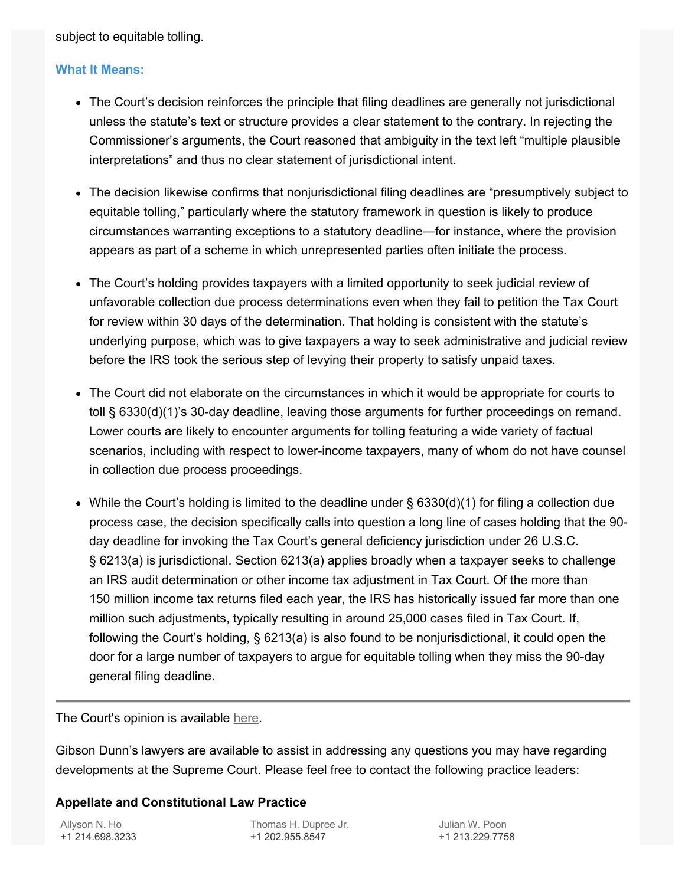subject to equitable tolling.

### What It Means:

- The Court's decision reinforces the principle that filing deadlines are generally not jurisdictional unless the statute's text or structure provides a clear statement to the contrary. In rejecting the Commissioner's arguments, the Court reasoned that ambiguity in the text left "multiple plausible interpretations" and thus no clear statement of jurisdictional intent.
- The decision likewise confirms that nonjurisdictional filing deadlines are "presumptively subject to equitable tolling," particularly where the statutory framework in question is likely to produce circumstances warranting exceptions to a statutory deadline—for instance, where the provision appears as part of a scheme in which unrepresented parties often initiate the process.
- The Court's holding provides taxpayers with a limited opportunity to seek judicial review of unfavorable collection due process determinations even when they fail to petition the Tax Court for review within 30 days of the determination. That holding is consistent with the statute's underlying purpose, which was to give taxpayers a way to seek administrative and judicial review before the IRS took the serious step of levying their property to satisfy unpaid taxes.
- The Court did not elaborate on the circumstances in which it would be appropriate for courts to toll § 6330(d)(1)'s 30-day deadline, leaving those arguments for further proceedings on remand. Lower courts are likely to encounter arguments for tolling featuring a wide variety of factual scenarios, including with respect to lower-income taxpayers, many of whom do not have counsel in collection due process proceedings.
- While the Court's holding is limited to the deadline under § 6330(d)(1) for filing a collection due process case, the decision specifically calls into question a long line of cases holding that the 90-day deadline for invoking the Tax Court's general deficiency jurisdiction under 26 U.S.C. § 6213(a) is jurisdictional. Section 6213(a) applies broadly when a taxpayer seeks to challenge an IRS audit determination or other income tax adjustment in Tax Court. Of the more than 150 million income tax returns filed each year, the IRS has historically issued far more than one million such adjustments, typically resulting in around 25,000 cases filed in Tax Court. If, following the Court's holding, § 6213(a) is also found to be nonjurisdictional, it could open the door for a large number of taxpayers to argue for equitable tolling when they miss the 90-day general filing deadline.

---

The Court's opinion is available here.

Gibson Dunn's lawyers are available to assist in addressing any questions you may have regarding developments at the Supreme Court. Please feel free to contact the following practice leaders:

**Appellate and Constitutional Law Practice**

Allyson N. Ho
+1 214.698.3233

Thomas H. Dupree Jr.
+1 202.955.8547

Julian W. Poon
+1 213.229.7758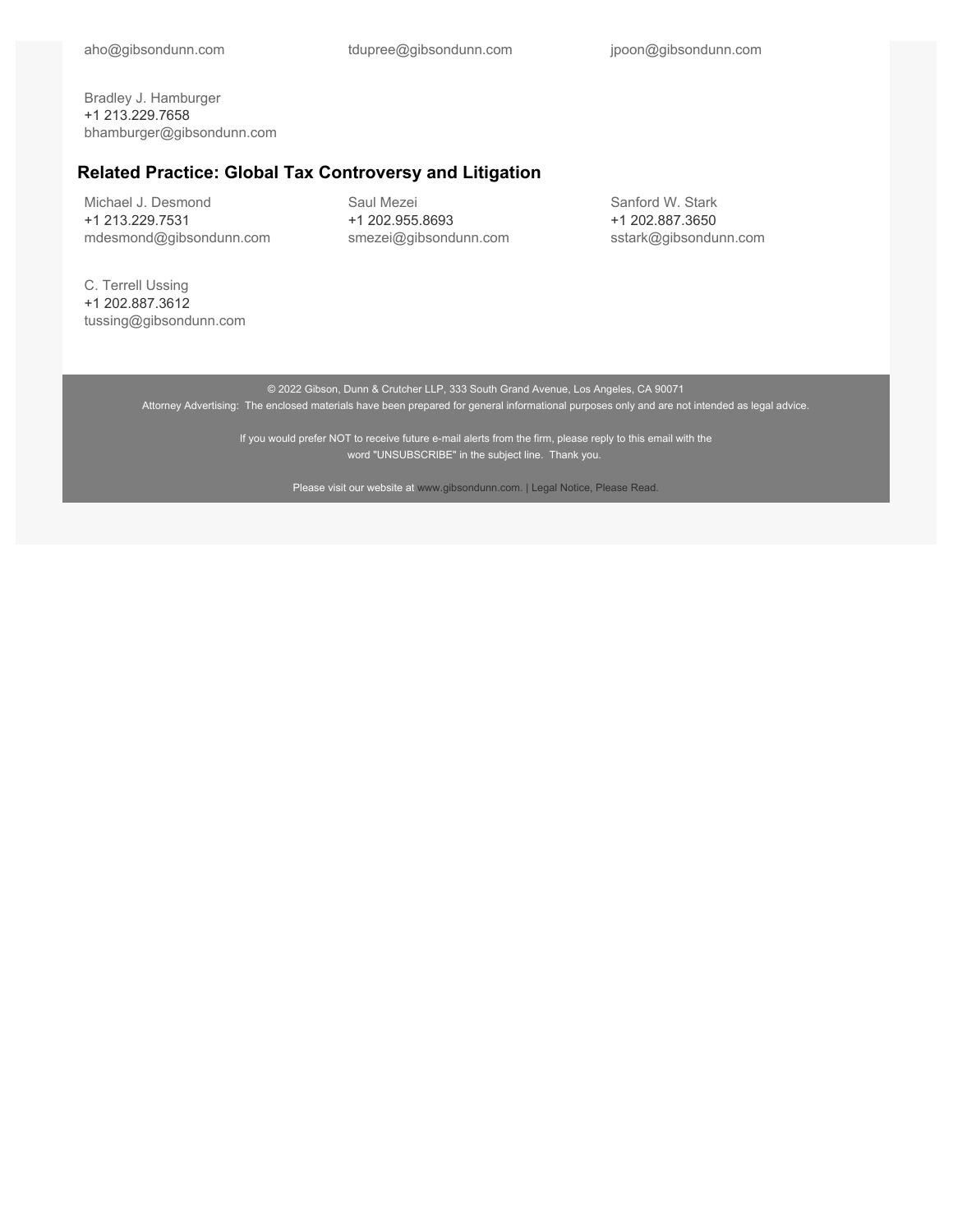aho@gibsondunn.com

tdupree@gibsondunn.com

jpoon@gibsondunn.com

Bradley J. Hamburger
+1 213.229.7658
bhamburger@gibsondunn.com

## Related Practice: Global Tax Controversy and Litigation

Michael J. Desmond
+1 213.229.7531
mdesmond@gibsondunn.com

Saul Mezei
+1 202.955.8693
smezei@gibsondunn.com

Sanford W. Stark
+1 202.887.3650
sstark@gibsondunn.com

C. Terrell Ussing
+1 202.887.3612
tussing@gibsondunn.com

© 2022 Gibson, Dunn & Crutcher LLP, 333 South Grand Avenue, Los Angeles, CA 90071
Attorney Advertising: The enclosed materials have been prepared for general informational purposes only and are not intended as legal advice.

If you would prefer NOT to receive future e-mail alerts from the firm, please reply to this email with the word "UNSUBSCRIBE" in the subject line. Thank you.

Please visit our website at www.gibsondunn.com. | Legal Notice, Please Read.